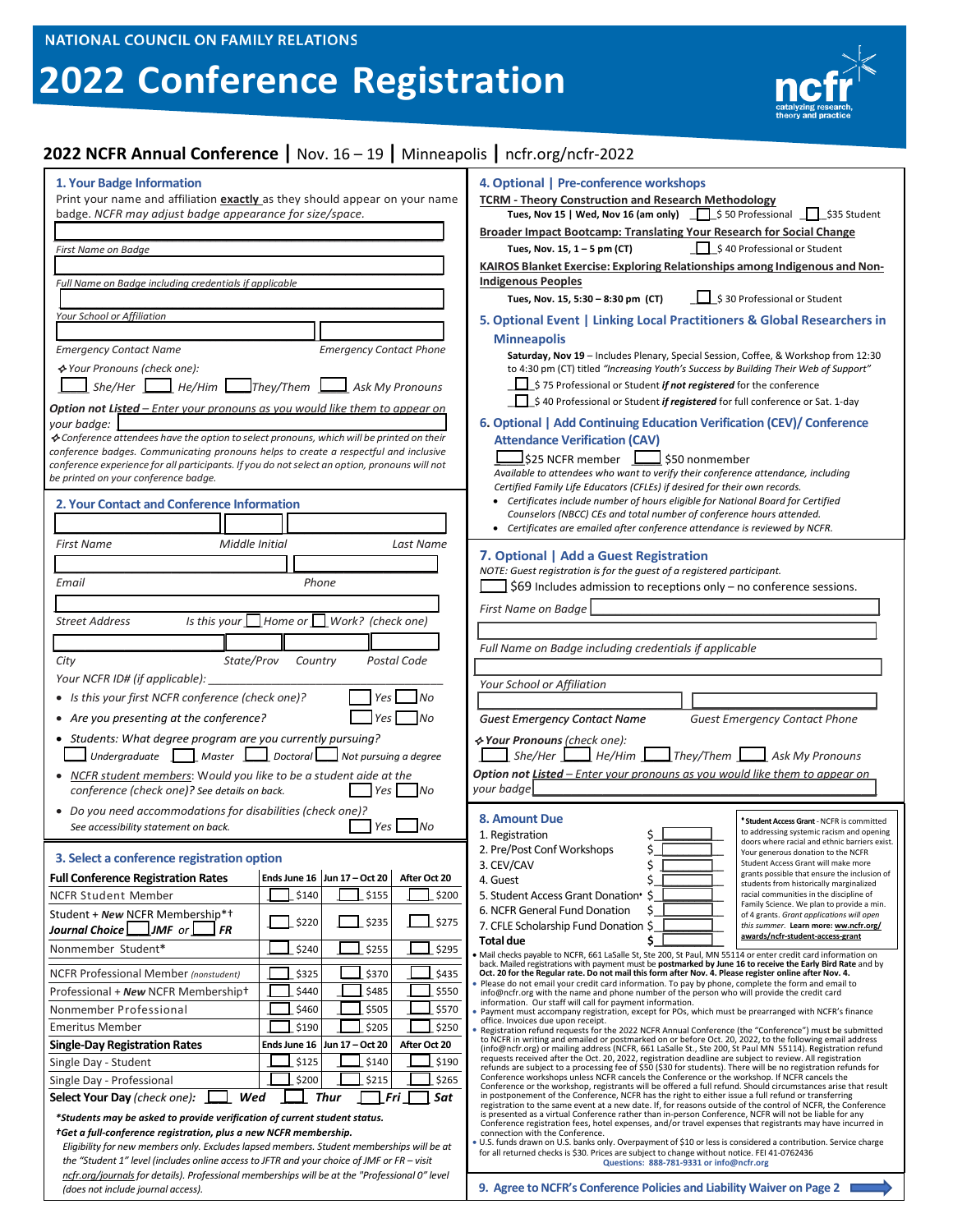NATIONAL COUNCIL ON FAMILY RELATIONS

# 2022 Conference Registration

ncfr — catalyzing research, theory and practice

## 2022 NCFR Annual Conference | Nov. 16 – 19 | Minneapolis | ncfr.org/ncfr-2022

### 1. Your Badge Information

Print your name and affiliation **exactly** as they should appear on your name badge. *NCFR may adjust badge appearance for size/space.*

*First Name on Badge*

*Full Name on Badge including credentials if applicable*

*Your School or Affiliation*

*Emergency Contact Name* — *Emergency Contact Phone*

*Your Pronouns (check one):*

☐ *She/Her* ☐ *He/Him* ☐ *They/Them* ☐ *Ask My Pronouns*

***Option not Listed** – Enter your pronouns as you would like them to appear on your badge:*

*Conference attendees have the option to select pronouns, which will be printed on their conference badges. Communicating pronouns helps to create a respectful and inclusive conference experience for all participants. If you do not select an option, pronouns will not be printed on your conference badge.*

### 2. Your Contact and Conference Information

*First Name* — *Middle Initial* — *Last Name*

*Email* — *Phone*

*Street Address* — *Is this your* ☐ *Home or* ☐ *Work? (check one)*

*City* — *State/Prov* — *Country* — *Postal Code*

*Your NCFR ID# (if applicable):*

- *Is this your first NCFR conference (check one)?* ☐ *Yes* ☐ *No*
- *Are you presenting at the conference?* ☐ *Yes* ☐ *No*
- *Students: What degree program are you currently pursuing?*
  ☐ *Undergraduate* ☐ *Master* ☐ *Doctoral* ☐ *Not pursuing a degree*
- *NCFR student members: Would you like to be a student aide at the conference (check one)? See details on back.* ☐ *Yes* ☐ *No*
- *Do you need accommodations for disabilities (check one)? See accessibility statement on back.* ☐ *Yes* ☐ *No*

### 3. Select a conference registration option

| Full Conference Registration Rates | Ends June 16 | Jun 17 – Oct 20 | After Oct 20 |
|---|---|---|---|
| NCFR Student Member | $140 | $155 | $200 |
| Student + *New* NCFR Membership*† *Journal Choice* ☐ *JMF or* ☐ *FR* | $220 | $235 | $275 |
| Nonmember Student* | $240 | $255 | $295 |
| NCFR Professional Member *(nonstudent)* | $325 | $370 | $435 |
| Professional + *New* NCFR Membership† | $440 | $485 | $550 |
| Nonmember Professional | $460 | $505 | $570 |
| Emeritus Member | $190 | $205 | $250 |
| **Single-Day Registration Rates** | **Ends June 16** | **Jun 17 – Oct 20** | **After Oct 20** |
| Single Day - Student | $125 | $140 | $190 |
| Single Day - Professional | $200 | $215 | $265 |

**Select Your Day** *(check one)*: ☐ ***Wed*** ☐ ***Thur*** ☐ ***Fri*** ☐ ***Sat***

***Students may be asked to provide verification of current student status.***

***†Get a full-conference registration, plus a new NCFR membership.***

*Eligibility for new members only. Excludes lapsed members. Student memberships will be at the "Student 1" level (includes online access to JFTR and your choice of JMF or FR – visit ncfr.org/journals for details). Professional memberships will be at the "Professional 0" level (does not include journal access).*

### 4. Optional | Pre-conference workshops

**TCRM - Theory Construction and Research Methodology**
**Tues, Nov 15 | Wed, Nov 16 (am only)** ☐ $ 50 Professional ☐ $35 Student

**Broader Impact Bootcamp: Translating Your Research for Social Change**
**Tues, Nov. 15, 1 – 5 pm (CT)** ☐ $ 40 Professional or Student

**KAIROS Blanket Exercise: Exploring Relationships among Indigenous and Non-Indigenous Peoples**
**Tues, Nov. 15, 5:30 – 8:30 pm (CT)** ☐ $ 30 Professional or Student

### 5. Optional Event | Linking Local Practitioners & Global Researchers in Minneapolis

**Saturday, Nov 19** – Includes Plenary, Special Session, Coffee, & Workshop from 12:30 to 4:30 pm (CT) titled *"Increasing Youth's Success by Building Their Web of Support"*

☐ $ 75 Professional or Student ***if not registered*** for the conference

☐ $ 40 Professional or Student ***if registered*** for full conference or Sat. 1-day

### 6. Optional | Add Continuing Education Verification (CEV)/ Conference Attendance Verification (CAV)

☐ $25 NCFR member ☐ $50 nonmember

*Available to attendees who want to verify their conference attendance, including Certified Family Life Educators (CFLEs) if desired for their own records.*

- *Certificates include number of hours eligible for National Board for Certified Counselors (NBCC) CEs and total number of conference hours attended.*
- *Certificates are emailed after conference attendance is reviewed by NCFR.*

### 7. Optional | Add a Guest Registration

*NOTE: Guest registration is for the guest of a registered participant.*

☐ $69 Includes admission to receptions only – no conference sessions.

*First Name on Badge*

*Full Name on Badge including credentials if applicable*

*Your School or Affiliation*

*Guest Emergency Contact Name* — *Guest Emergency Contact Phone*

***Your Pronouns** (check one):*

☐ *She/Her* ☐ *He/Him* ☐ *They/Them* ☐ *Ask My Pronouns*

***Option not Listed** – Enter your pronouns as you would like them to appear on your badge*

### 8. Amount Due

1. Registration $
2. Pre/Post Conf Workshops $
3. CEV/CAV $
4. Guest $
5. Student Access Grant Donation* $
6. NCFR General Fund Donation $
7. CFLE Scholarship Fund Donation $

**Total due $**

***Student Access Grant** - NCFR is committed to addressing systemic racism and opening doors where racial and ethnic barriers exist. Your generous donation to the NCFR Student Access Grant will make more grants possible that ensure the inclusion of students from historically marginalized racial communities in the discipline of Family Science. We plan to provide a min. of 4 grants. *Grant applications will open this summer.* **Learn more: ww.ncfr.org/awards/ncfr-student-access-grant**

- Mail checks payable to NCFR, 661 LaSalle St, Ste 200, St Paul, MN 55114 or enter credit card information on back. Mailed registrations with payment must be **postmarked by June 16 to receive the Early Bird Rate** and by **Oct. 20 for the Regular rate. Do not mail this form after Nov. 4. Please register online after Nov. 4.**
- Please do not email your credit card information. To pay by phone, complete the form and email to info@ncfr.org with the name and phone number of the person who will provide the credit card information. Our staff will call for payment information.
- Payment must accompany registration, except for POs, which must be prearranged with NCFR's finance office. Invoices due upon receipt.
- Registration refund requests for the 2022 NCFR Annual Conference (the "Conference") must be submitted to NCFR in writing and emailed or postmarked on or before Oct. 20, 2022, to the following email address (info@ncfr.org) or mailing address (NCFR, 661 LaSalle St., Ste 200, St Paul MN 55114). Registration refund requests received after the Oct. 20, 2022, registration deadline are subject to review. All registration refunds are subject to a processing fee of $50 ($30 for students). There will be no registration refunds for Conference workshops unless NCFR cancels the Conference or the workshop. If NCFR cancels the Conference or the workshop, registrants will be offered a full refund. Should circumstances arise that result in postponement of the Conference, NCFR has the right to either issue a full refund or transferring registration to the same event at a new date. If, for reasons outside of the control of NCFR, the Conference is presented as a virtual Conference rather than in-person Conference, NCFR will not be liable for any Conference registration fees, hotel expenses, and/or travel expenses that registrants may have incurred in connection with the Conference.
- U.S. funds drawn on U.S. banks only. Overpayment of $10 or less is considered a contribution. Service charge for all returned checks is $30. Prices are subject to change without notice. FEI 41-0762436

**Questions: 888-781-9331 or info@ncfr.org**

### 9. Agree to NCFR's Conference Policies and Liability Waiver on Page 2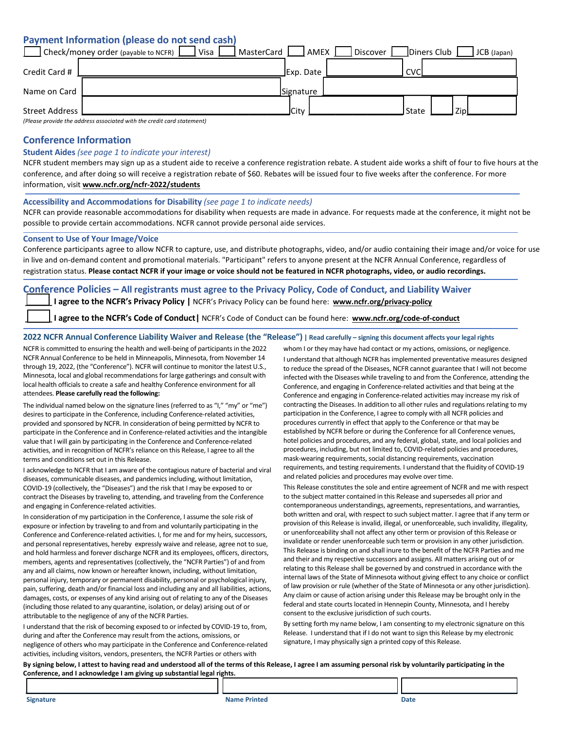## Payment Information (please do not send cash)

☐ Check/money order (payable to NCFR) ☐ Visa ☐ MasterCard ☐ AMEX ☐ Discover ☐ Diners Club ☐ JCB (Japan)

Credit Card # ____________________ Exp. Date __________ CVC __________

Name on Card ____________________ Signature ____________________

Street Address ____________________ City __________ State ____ Zip ______

*(Please provide the address associated with the credit card statement)*

## Conference Information

### Student Aides *(see page 1 to indicate your interest)*

NCFR student members may sign up as a student aide to receive a conference registration rebate. A student aide works a shift of four to five hours at the conference, and after doing so will receive a registration rebate of $60. Rebates will be issued four to five weeks after the conference. For more information, visit **www.ncfr.org/ncfr-2022/students**

### Accessibility and Accommodations for Disability *(see page 1 to indicate needs)*

NCFR can provide reasonable accommodations for disability when requests are made in advance. For requests made at the conference, it might not be possible to provide certain accommodations. NCFR cannot provide personal aide services.

### Consent to Use of Your Image/Voice

Conference participants agree to allow NCFR to capture, use, and distribute photographs, video, and/or audio containing their image and/or voice for use in live and on-demand content and promotional materials. "Participant" refers to anyone present at the NCFR Annual Conference, regardless of registration status. **Please contact NCFR if your image or voice should not be featured in NCFR photographs, video, or audio recordings.**

## Conference Policies – All registrants must agree to the Privacy Policy, Code of Conduct, and Liability Waiver

☐ **I agree to the NCFR's Privacy Policy |** NCFR's Privacy Policy can be found here: **www.ncfr.org/privacy-policy**

☐ **I agree to the NCFR's Code of Conduct |** NCFR's Code of Conduct can be found here: **www.ncfr.org/code-of-conduct**

### 2022 NCFR Annual Conference Liability Waiver and Release (the "Release") | Read carefully – signing this document affects your legal rights

NCFR is committed to ensuring the health and well-being of participants in the 2022 NCFR Annual Conference to be held in Minneapolis, Minnesota, from November 14 through 19, 2022, (the "Conference"). NCFR will continue to monitor the latest U.S., Minnesota, local and global recommendations for large gatherings and consult with local health officials to create a safe and healthy Conference environment for all attendees. **Please carefully read the following:**

The individual named below on the signature lines (referred to as "I," "my" or "me") desires to participate in the Conference, including Conference-related activities, provided and sponsored by NCFR. In consideration of being permitted by NCFR to participate in the Conference and in Conference-related activities and the intangible value that I will gain by participating in the Conference and Conference-related activities, and in recognition of NCFR's reliance on this Release, I agree to all the terms and conditions set out in this Release.

I acknowledge to NCFR that I am aware of the contagious nature of bacterial and viral diseases, communicable diseases, and pandemics including, without limitation, COVID-19 (collectively, the "Diseases") and the risk that I may be exposed to or contract the Diseases by traveling to, attending, and traveling from the Conference and engaging in Conference-related activities.

In consideration of my participation in the Conference, I assume the sole risk of exposure or infection by traveling to and from and voluntarily participating in the Conference and Conference-related activities. I, for me and for my heirs, successors, and personal representatives, hereby expressly waive and release, agree not to sue, and hold harmless and forever discharge NCFR and its employees, officers, directors, members, agents and representatives (collectively, the "NCFR Parties") of and from any and all claims, now known or hereafter known, including, without limitation, personal injury, temporary or permanent disability, personal or psychological injury, pain, suffering, death and/or financial loss and including any and all liabilities, actions, damages, costs, or expenses of any kind arising out of relating to any of the Diseases (including those related to any quarantine, isolation, or delay) arising out of or attributable to the negligence of any of the NCFR Parties.

I understand that the risk of becoming exposed to or infected by COVID-19 to, from, during and after the Conference may result from the actions, omissions, or negligence of others who may participate in the Conference and Conference-related activities, including visitors, vendors, presenters, the NCFR Parties or others with whom I or they may have had contact or my actions, omissions, or negligence.

I understand that although NCFR has implemented preventative measures designed to reduce the spread of the Diseases, NCFR cannot guarantee that I will not become infected with the Diseases while traveling to and from the Conference, attending the Conference, and engaging in Conference-related activities and that being at the Conference and engaging in Conference-related activities may increase my risk of contracting the Diseases. In addition to all other rules and regulations relating to my participation in the Conference, I agree to comply with all NCFR policies and procedures currently in effect that apply to the Conference or that may be established by NCFR before or during the Conference for all Conference venues, hotel policies and procedures, and any federal, global, state, and local policies and procedures, including, but not limited to, COVID-related policies and procedures, mask-wearing requirements, social distancing requirements, vaccination requirements, and testing requirements. I understand that the fluidity of COVID-19 and related policies and procedures may evolve over time.

This Release constitutes the sole and entire agreement of NCFR and me with respect to the subject matter contained in this Release and supersedes all prior and contemporaneous understandings, agreements, representations, and warranties, both written and oral, with respect to such subject matter. I agree that if any term or provision of this Release is invalid, illegal, or unenforceable, such invalidity, illegality, or unenforceability shall not affect any other term or provision of this Release or invalidate or render unenforceable such term or provision in any other jurisdiction. This Release is binding on and shall inure to the benefit of the NCFR Parties and me and their and my respective successors and assigns. All matters arising out of or relating to this Release shall be governed by and construed in accordance with the internal laws of the State of Minnesota without giving effect to any choice or conflict of law provision or rule (whether of the State of Minnesota or any other jurisdiction). Any claim or cause of action arising under this Release may be brought only in the federal and state courts located in Hennepin County, Minnesota, and I hereby consent to the exclusive jurisdiction of such courts.

By setting forth my name below, I am consenting to my electronic signature on this Release. I understand that if I do not want to sign this Release by my electronic signature, I may physically sign a printed copy of this Release.

**By signing below, I attest to having read and understood all of the terms of this Release, I agree I am assuming personal risk by voluntarily participating in the Conference, and I acknowledge I am giving up substantial legal rights.**

| Signature | Name Printed | Date |
|---|---|---|
| | | |